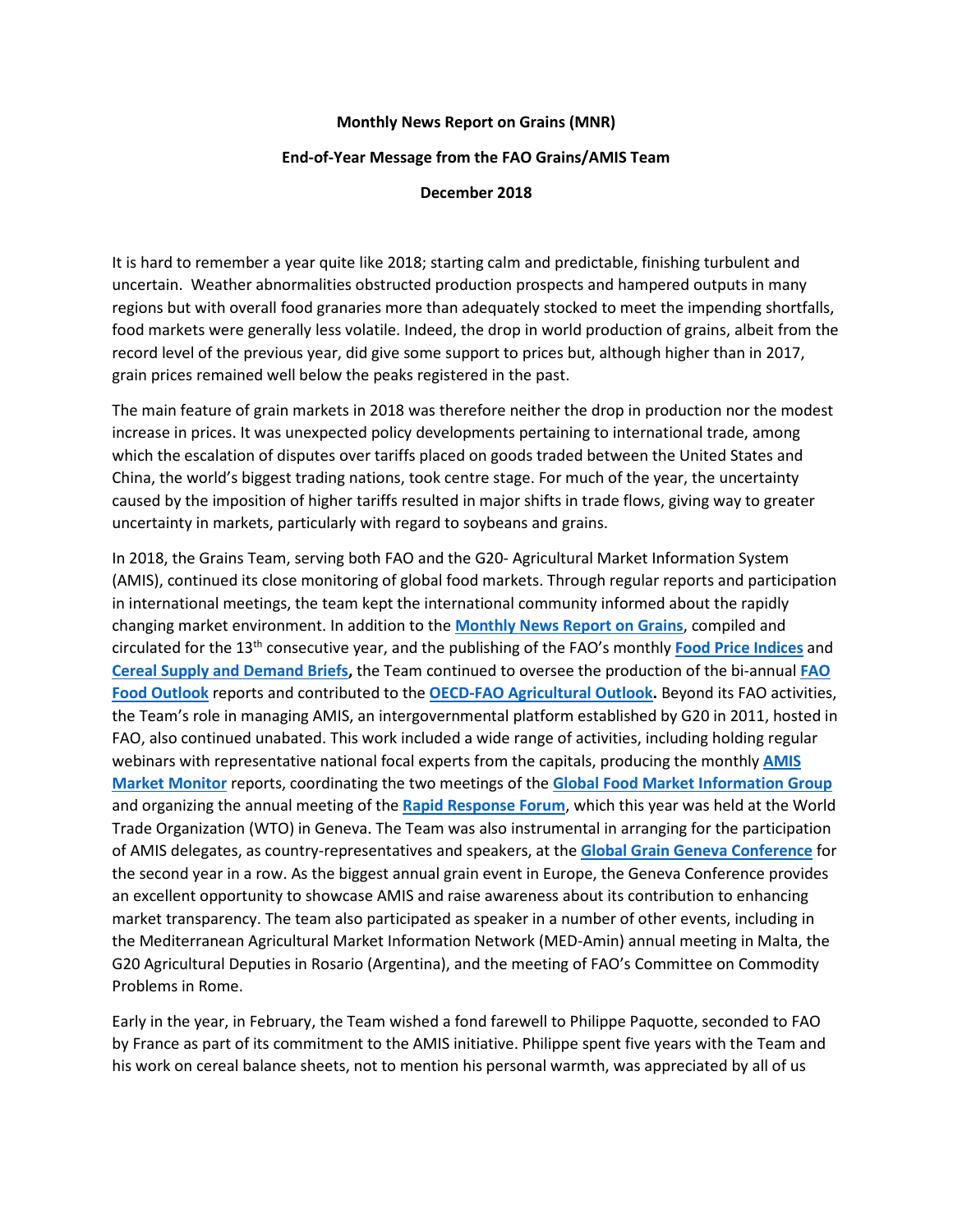**Monthly News Report on Grains (MNR)**

**End-of-Year Message from the FAO Grains/AMIS Team**

**December 2018**

It is hard to remember a year quite like 2018; starting calm and predictable, finishing turbulent and uncertain. Weather abnormalities obstructed production prospects and hampered outputs in many regions but with overall food granaries more than adequately stocked to meet the impending shortfalls, food markets were generally less volatile. Indeed, the drop in world production of grains, albeit from the record level of the previous year, did give some support to prices but, although higher than in 2017, grain prices remained well below the peaks registered in the past.

The main feature of grain markets in 2018 was therefore neither the drop in production nor the modest increase in prices. It was unexpected policy developments pertaining to international trade, among which the escalation of disputes over tariffs placed on goods traded between the United States and China, the world's biggest trading nations, took centre stage. For much of the year, the uncertainty caused by the imposition of higher tariffs resulted in major shifts in trade flows, giving way to greater uncertainty in markets, particularly with regard to soybeans and grains.

In 2018, the Grains Team, serving both FAO and the G20- Agricultural Market Information System (AMIS), continued its close monitoring of global food markets. Through regular reports and participation in international meetings, the team kept the international community informed about the rapidly changing market environment. In addition to the **Monthly News Report on Grains**, compiled and circulated for the 13th consecutive year, and the publishing of the FAO's monthly **Food Price Indices** and **Cereal Supply and Demand Briefs,** the Team continued to oversee the production of the bi-annual **FAO Food Outlook** reports and contributed to the **OECD-FAO Agricultural Outlook.** Beyond its FAO activities, the Team's role in managing AMIS, an intergovernmental platform established by G20 in 2011, hosted in FAO, also continued unabated. This work included a wide range of activities, including holding regular webinars with representative national focal experts from the capitals, producing the monthly **AMIS Market Monitor** reports, coordinating the two meetings of the **Global Food Market Information Group** and organizing the annual meeting of the **Rapid Response Forum**, which this year was held at the World Trade Organization (WTO) in Geneva. The Team was also instrumental in arranging for the participation of AMIS delegates, as country-representatives and speakers, at the **Global Grain Geneva Conference** for the second year in a row. As the biggest annual grain event in Europe, the Geneva Conference provides an excellent opportunity to showcase AMIS and raise awareness about its contribution to enhancing market transparency. The team also participated as speaker in a number of other events, including in the Mediterranean Agricultural Market Information Network (MED-Amin) annual meeting in Malta, the G20 Agricultural Deputies in Rosario (Argentina), and the meeting of FAO's Committee on Commodity Problems in Rome.

Early in the year, in February, the Team wished a fond farewell to Philippe Paquotte, seconded to FAO by France as part of its commitment to the AMIS initiative. Philippe spent five years with the Team and his work on cereal balance sheets, not to mention his personal warmth, was appreciated by all of us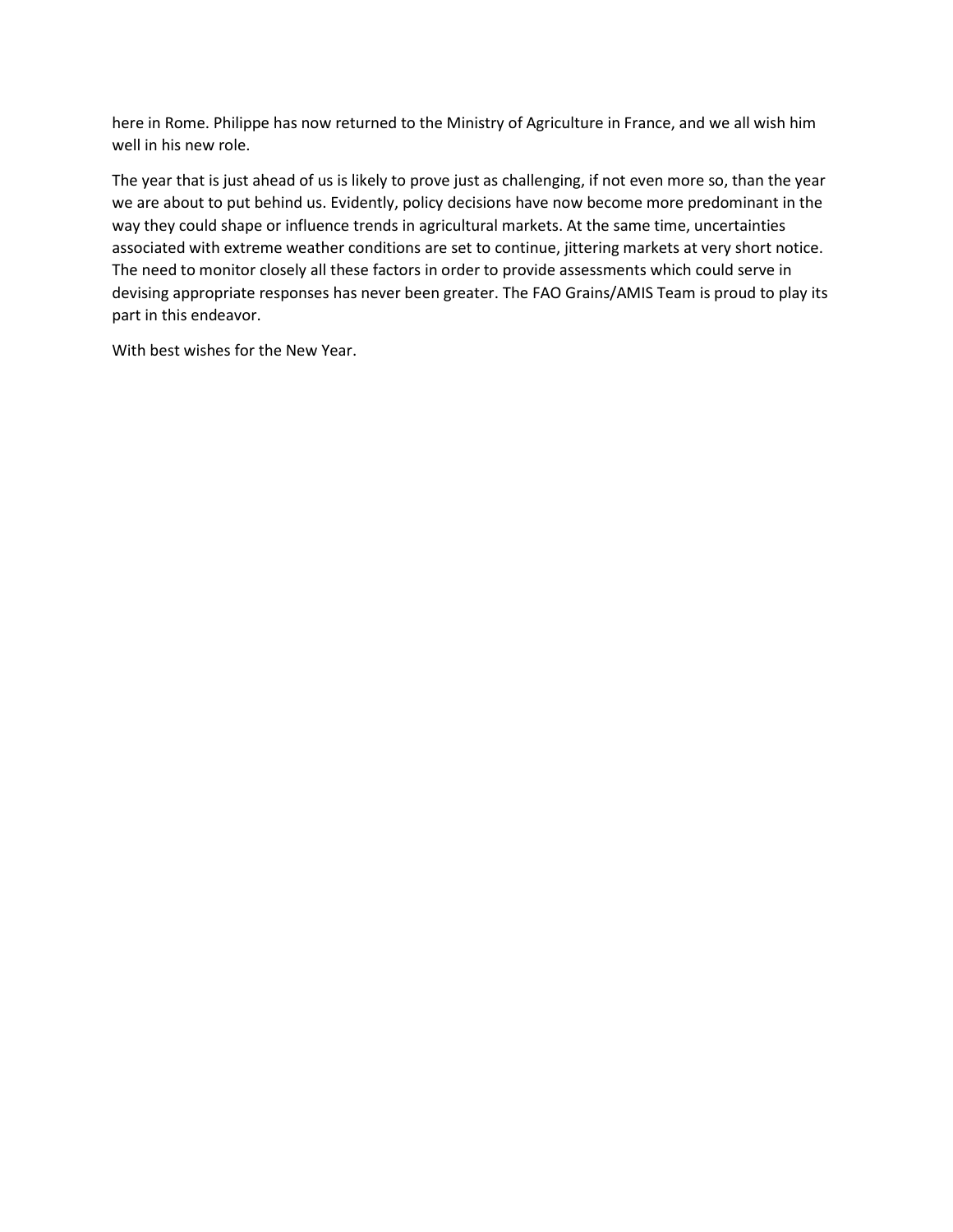here in Rome. Philippe has now returned to the Ministry of Agriculture in France, and we all wish him well in his new role.

The year that is just ahead of us is likely to prove just as challenging, if not even more so, than the year we are about to put behind us. Evidently, policy decisions have now become more predominant in the way they could shape or influence trends in agricultural markets. At the same time, uncertainties associated with extreme weather conditions are set to continue, jittering markets at very short notice. The need to monitor closely all these factors in order to provide assessments which could serve in devising appropriate responses has never been greater. The FAO Grains/AMIS Team is proud to play its part in this endeavor.

With best wishes for the New Year.